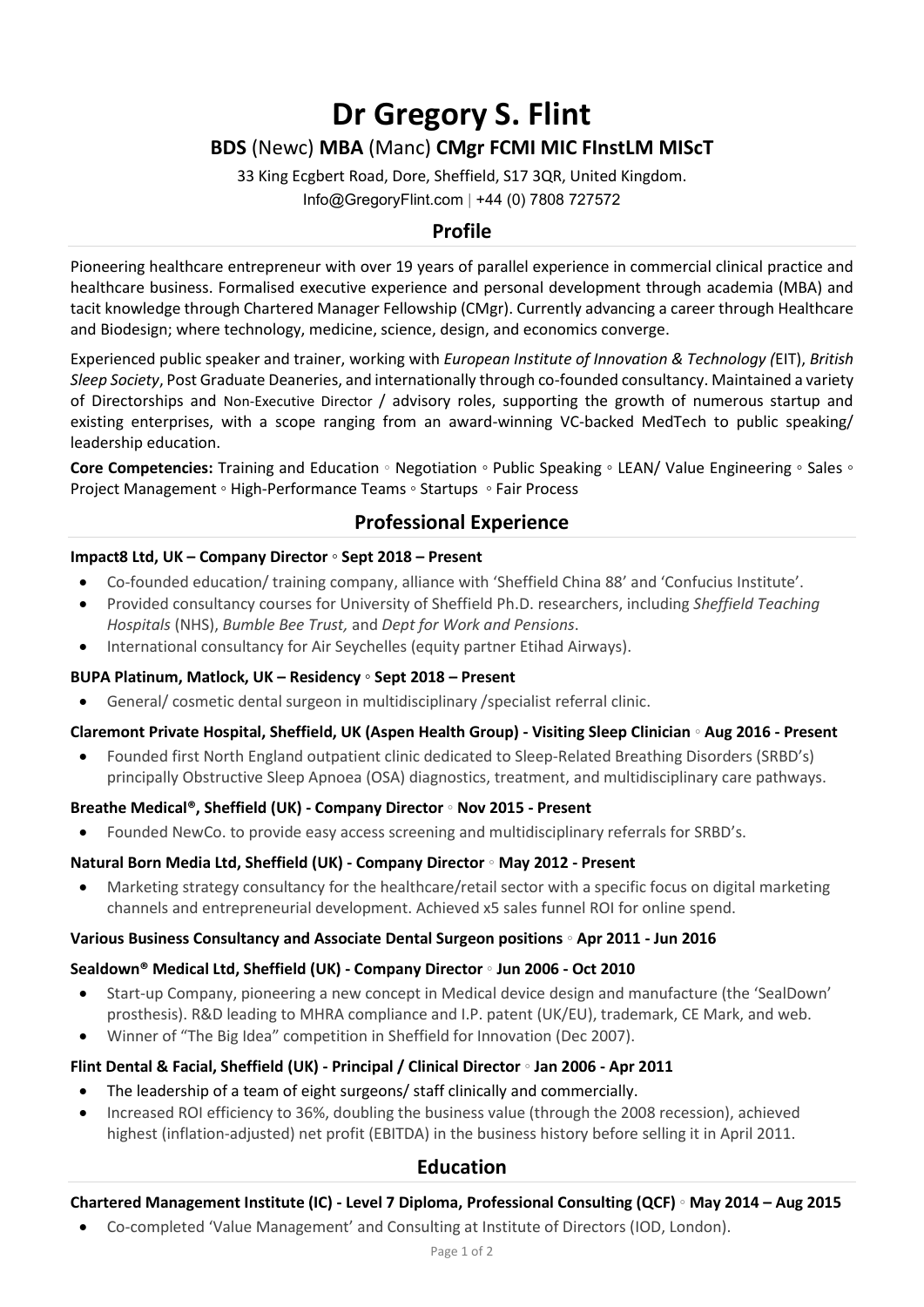# Dr Gregory S. Flint

**BDS** (Newc) **MBA** (Manc) **CMgr FCMI MIC FInstLM MIScT**

33 King Ecgbert Road, Dore, Sheffield, S17 3QR, United Kingdom.

Info@GregoryFlint.com | +44 (0) 7808 727572

## Profile

Pioneering healthcare entrepreneur with over 19 years of parallel experience in commercial clinical practice and healthcare business. Formalised executive experience and personal development through academia (MBA) and tacit knowledge through Chartered Manager Fellowship (CMgr). Currently advancing a career through Healthcare and Biodesign; where technology, medicine, science, design, and economics converge.

Experienced public speaker and trainer, working with *European Institute of Innovation & Technology (*EIT), *British Sleep Society*, Post Graduate Deaneries, and internationally through co-founded consultancy. Maintained a variety of Directorships and Non-Executive Director / advisory roles, supporting the growth of numerous startup and existing enterprises, with a scope ranging from an award-winning VC-backed MedTech to public speaking/ leadership education.

**Core Competencies:** Training and Education ◦ Negotiation ◦ Public Speaking ◦ LEAN/ Value Engineering ◦ Sales ◦ Project Management ◦ High-Performance Teams ◦ Startups ◦ Fair Process

## Professional Experience

**Impact8 Ltd, UK – Company Director ◦ Sept 2018 – Present**

- Co-founded education/ training company, alliance with 'Sheffield China 88' and 'Confucius Institute'.
- Provided consultancy courses for University of Sheffield Ph.D. researchers, including *Sheffield Teaching Hospitals* (NHS), *Bumble Bee Trust,* and *Dept for Work and Pensions*.
- International consultancy for Air Seychelles (equity partner Etihad Airways).

**BUPA Platinum, Matlock, UK – Residency ◦ Sept 2018 – Present**

- General/ cosmetic dental surgeon in multidisciplinary /specialist referral clinic.

**Claremont Private Hospital, Sheffield, UK (Aspen Health Group) - Visiting Sleep Clinician ◦ Aug 2016 - Present**

- Founded first North England outpatient clinic dedicated to Sleep-Related Breathing Disorders (SRBD's) principally Obstructive Sleep Apnoea (OSA) diagnostics, treatment, and multidisciplinary care pathways.

**Breathe Medical®, Sheffield (UK) - Company Director ◦ Nov 2015 - Present**

- Founded NewCo. to provide easy access screening and multidisciplinary referrals for SRBD's.

**Natural Born Media Ltd, Sheffield (UK) - Company Director ◦ May 2012 - Present**

- Marketing strategy consultancy for the healthcare/retail sector with a specific focus on digital marketing channels and entrepreneurial development. Achieved x5 sales funnel ROI for online spend.

**Various Business Consultancy and Associate Dental Surgeon positions ◦ Apr 2011 - Jun 2016**

**Sealdown® Medical Ltd, Sheffield (UK) - Company Director ◦ Jun 2006 - Oct 2010**

- Start-up Company, pioneering a new concept in Medical device design and manufacture (the 'SealDown' prosthesis). R&D leading to MHRA compliance and I.P. patent (UK/EU), trademark, CE Mark, and web.
- Winner of "The Big Idea" competition in Sheffield for Innovation (Dec 2007).

**Flint Dental & Facial, Sheffield (UK) - Principal / Clinical Director ◦ Jan 2006 - Apr 2011**

- The leadership of a team of eight surgeons/ staff clinically and commercially.
- Increased ROI efficiency to 36%, doubling the business value (through the 2008 recession), achieved highest (inflation-adjusted) net profit (EBITDA) in the business history before selling it in April 2011.

## Education

**Chartered Management Institute (IC) - Level 7 Diploma, Professional Consulting (QCF) ◦ May 2014 – Aug 2015**

- Co-completed 'Value Management' and Consulting at Institute of Directors (IOD, London).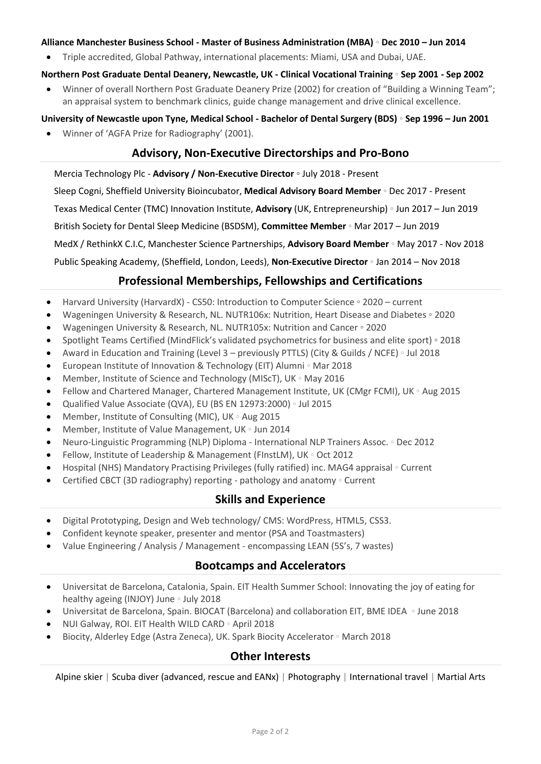**Alliance Manchester Business School - Master of Business Administration (MBA) ◦ Dec 2010 – Jun 2014**

- Triple accredited, Global Pathway, international placements: Miami, USA and Dubai, UAE.

**Northern Post Graduate Dental Deanery, Newcastle, UK - Clinical Vocational Training ◦ Sep 2001 - Sep 2002**

- Winner of overall Northern Post Graduate Deanery Prize (2002) for creation of "Building a Winning Team"; an appraisal system to benchmark clinics, guide change management and drive clinical excellence.

**University of Newcastle upon Tyne, Medical School - Bachelor of Dental Surgery (BDS) ◦ Sep 1996 – Jun 2001**

- Winner of 'AGFA Prize for Radiography' (2001).

## Advisory, Non-Executive Directorships and Pro-Bono

Mercia Technology Plc - **Advisory / Non-Executive Director** ◦ July 2018 - Present

Sleep Cogni, Sheffield University Bioincubator, **Medical Advisory Board Member** ◦ Dec 2017 - Present

Texas Medical Center (TMC) Innovation Institute, **Advisory** (UK, Entrepreneurship) ◦ Jun 2017 – Jun 2019

British Society for Dental Sleep Medicine (BSDSM), **Committee Member** ◦ Mar 2017 – Jun 2019

MedX / RethinkX C.I.C, Manchester Science Partnerships, **Advisory Board Member** ◦ May 2017 - Nov 2018

Public Speaking Academy, (Sheffield, London, Leeds), **Non-Executive Director** ◦ Jan 2014 – Nov 2018

## Professional Memberships, Fellowships and Certifications

- Harvard University (HarvardX) - CS50: Introduction to Computer Science ◦ 2020 – current
- Wageningen University & Research, NL. NUTR106x: Nutrition, Heart Disease and Diabetes ◦ 2020
- Wageningen University & Research, NL. NUTR105x: Nutrition and Cancer ◦ 2020
- Spotlight Teams Certified (MindFlick's validated psychometrics for business and elite sport) ◦ 2018
- Award in Education and Training (Level 3 – previously PTTLS) (City & Guilds / NCFE) ◦ Jul 2018
- European Institute of Innovation & Technology (EIT) Alumni ◦ Mar 2018
- Member, Institute of Science and Technology (MIScT), UK ◦ May 2016
- Fellow and Chartered Manager, Chartered Management Institute, UK (CMgr FCMI), UK ◦ Aug 2015
- Qualified Value Associate (QVA), EU (BS EN 12973:2000) ◦ Jul 2015
- Member, Institute of Consulting (MIC), UK ◦ Aug 2015
- Member, Institute of Value Management, UK ◦ Jun 2014
- Neuro-Linguistic Programming (NLP) Diploma - International NLP Trainers Assoc. ◦ Dec 2012
- Fellow, Institute of Leadership & Management (FInstLM), UK ◦ Oct 2012
- Hospital (NHS) Mandatory Practising Privileges (fully ratified) inc. MAG4 appraisal ◦ Current
- Certified CBCT (3D radiography) reporting - pathology and anatomy ◦ Current

## Skills and Experience

- Digital Prototyping, Design and Web technology/ CMS: WordPress, HTML5, CSS3.
- Confident keynote speaker, presenter and mentor (PSA and Toastmasters)
- Value Engineering / Analysis / Management - encompassing LEAN (5S's, 7 wastes)

## Bootcamps and Accelerators

- Universitat de Barcelona, Catalonia, Spain. EIT Health Summer School: Innovating the joy of eating for healthy ageing (INJOY) June ◦ July 2018
- Universitat de Barcelona, Spain. BIOCAT (Barcelona) and collaboration EIT, BME IDEA ◦ June 2018
- NUI Galway, ROI. EIT Health WILD CARD ◦ April 2018
- Biocity, Alderley Edge (Astra Zeneca), UK. Spark Biocity Accelerator ◦ March 2018

## Other Interests

Alpine skier | Scuba diver (advanced, rescue and EANx) | Photography | International travel | Martial Arts